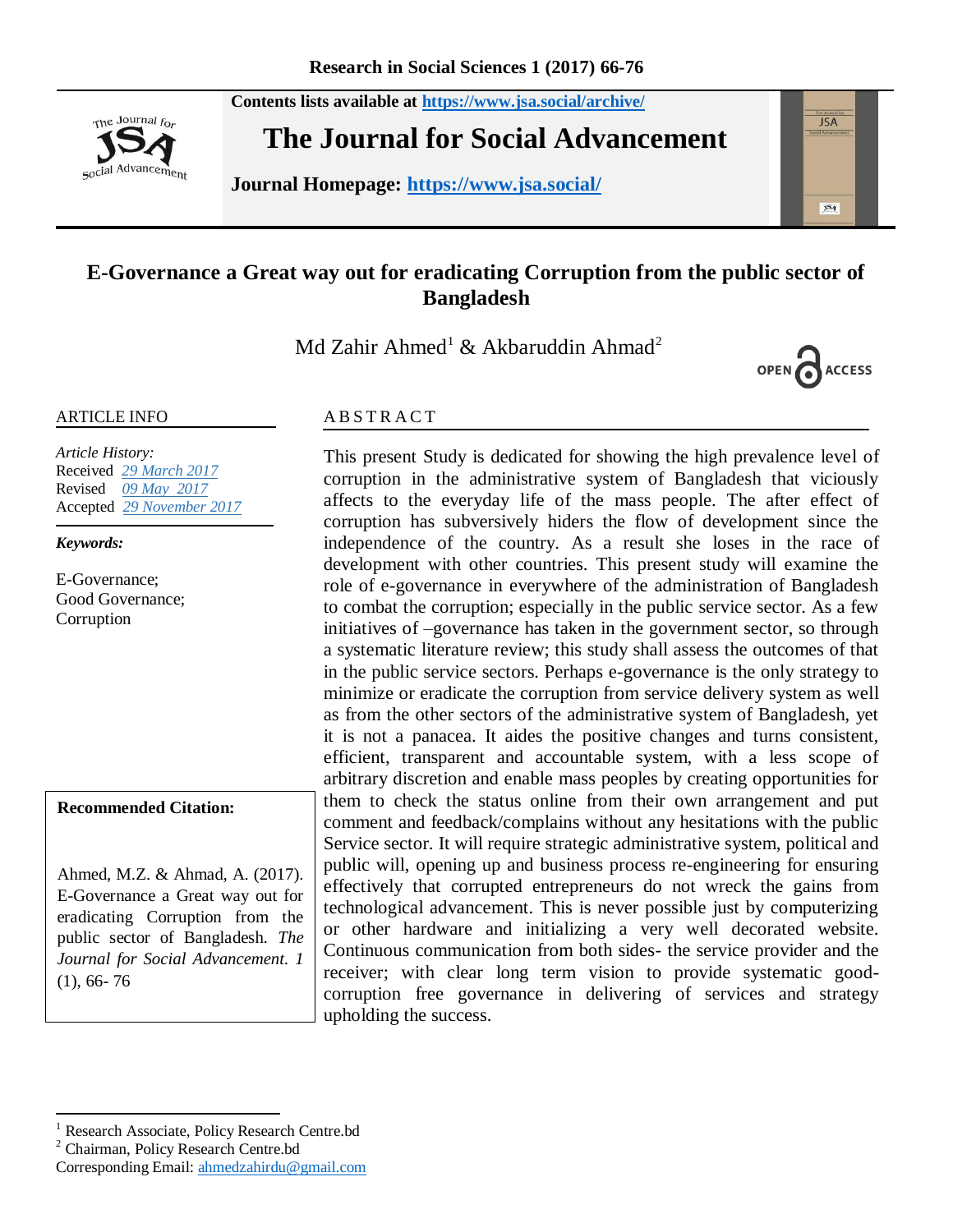Contents lists available at https://www.jsa.social/archive/

**The Journal for Social Advancement**

**Journal Homepage: https://www.jsa.social/**

# E-Governance a Great way out for eradicating Corruption from the public sector of Bangladesh

Md Zahir Ahmed[1] & Akbaruddin Ahmad[2]

OPEN ACCESS

## ARTICLE INFO

*Article History:*
Received 29 March 2017
Revised 09 May 2017
Accepted 29 November 2017

***Keywords:***

E-Governance;
Good Governance;
Corruption

**Recommended Citation:**

Ahmed, M.Z. & Ahmad, A. (2017). E-Governance a Great way out for eradicating Corruption from the public sector of Bangladesh. *The Journal for Social Advancement. 1* (1), 66- 76

## ABSTRACT

This present Study is dedicated for showing the high prevalence level of corruption in the administrative system of Bangladesh that viciously affects to the everyday life of the mass people. The after effect of corruption has subversively hiders the flow of development since the independence of the country. As a result she loses in the race of development with other countries. This present study will examine the role of e-governance in everywhere of the administration of Bangladesh to combat the corruption; especially in the public service sector. As a few initiatives of –governance has taken in the government sector, so through a systematic literature review; this study shall assess the outcomes of that in the public service sectors. Perhaps e-governance is the only strategy to minimize or eradicate the corruption from service delivery system as well as from the other sectors of the administrative system of Bangladesh, yet it is not a panacea. It aides the positive changes and turns consistent, efficient, transparent and accountable system, with a less scope of arbitrary discretion and enable mass peoples by creating opportunities for them to check the status online from their own arrangement and put comment and feedback/complains without any hesitations with the public Service sector. It will require strategic administrative system, political and public will, opening up and business process re-engineering for ensuring effectively that corrupted entrepreneurs do not wreck the gains from technological advancement. This is never possible just by computerizing or other hardware and initializing a very well decorated website. Continuous communication from both sides- the service provider and the receiver; with clear long term vision to provide systematic good-corruption free governance in delivering of services and strategy upholding the success.

---

[1] Research Associate, Policy Research Centre.bd
[2] Chairman, Policy Research Centre.bd
Corresponding Email: ahmedzahirdu@gmail.com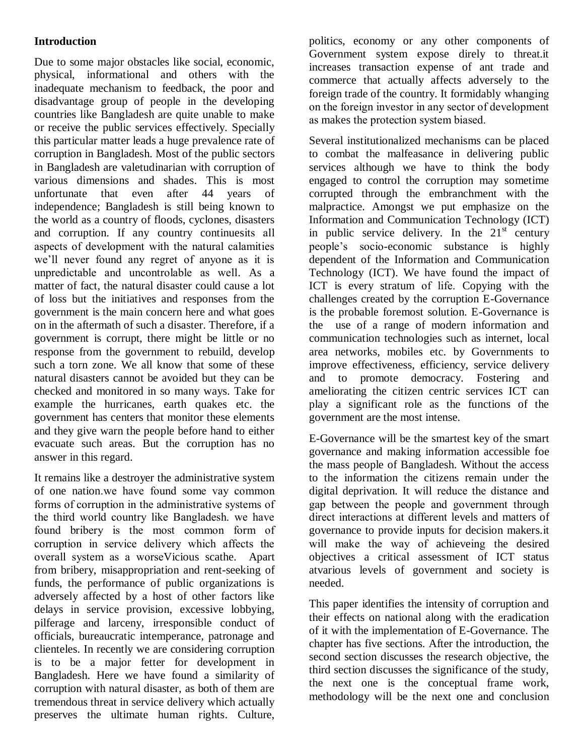**Introduction**

Due to some major obstacles like social, economic, physical, informational and others with the inadequate mechanism to feedback, the poor and disadvantage group of people in the developing countries like Bangladesh are quite unable to make or receive the public services effectively. Specially this particular matter leads a huge prevalence rate of corruption in Bangladesh. Most of the public sectors in Bangladesh are valetudinarian with corruption of various dimensions and shades. This is most unfortunate that even after 44 years of independence; Bangladesh is still being known to the world as a country of floods, cyclones, disasters and corruption. If any country continuesits all aspects of development with the natural calamities we'll never found any regret of anyone as it is unpredictable and uncontrolable as well. As a matter of fact, the natural disaster could cause a lot of loss but the initiatives and responses from the government is the main concern here and what goes on in the aftermath of such a disaster. Therefore, if a government is corrupt, there might be little or no response from the government to rebuild, develop such a torn zone. We all know that some of these natural disasters cannot be avoided but they can be checked and monitored in so many ways. Take for example the hurricanes, earth quakes etc. the government has centers that monitor these elements and they give warn the people before hand to either evacuate such areas. But the corruption has no answer in this regard.

It remains like a destroyer the administrative system of one nation.we have found some vay common forms of corruption in the administrative systems of the third world country like Bangladesh. we have found bribery is the most common form of corruption in service delivery which affects the overall system as a worseVicious scathe. Apart from bribery, misappropriation and rent-seeking of funds, the performance of public organizations is adversely affected by a host of other factors like delays in service provision, excessive lobbying, pilferage and larceny, irresponsible conduct of officials, bureaucratic intemperance, patronage and clienteles. In recently we are considering corruption is to be a major fetter for development in Bangladesh. Here we have found a similarity of corruption with natural disaster, as both of them are tremendous threat in service delivery which actually preserves the ultimate human rights. Culture, politics, economy or any other components of Government system expose direly to threat.it increases transaction expense of ant trade and commerce that actually affects adversely to the foreign trade of the country. It formidably whanging on the foreign investor in any sector of development as makes the protection system biased.

Several institutionalized mechanisms can be placed to combat the malfeasance in delivering public services although we have to think the body engaged to control the corruption may sometime corrupted through the embranchment with the malpractice. Amongst we put emphasize on the Information and Communication Technology (ICT) in public service delivery. In the 21st century people's socio-economic substance is highly dependent of the Information and Communication Technology (ICT). We have found the impact of ICT is every stratum of life. Copying with the challenges created by the corruption E-Governance is the probable foremost solution. E-Governance is the use of a range of modern information and communication technologies such as internet, local area networks, mobiles etc. by Governments to improve effectiveness, efficiency, service delivery and to promote democracy. Fostering and ameliorating the citizen centric services ICT can play a significant role as the functions of the government are the most intense.

E-Governance will be the smartest key of the smart governance and making information accessible foe the mass people of Bangladesh. Without the access to the information the citizens remain under the digital deprivation. It will reduce the distance and gap between the people and government through direct interactions at different levels and matters of governance to provide inputs for decision makers.it will make the way of achieveing the desired objectives a critical assessment of ICT status atvarious levels of government and society is needed.

This paper identifies the intensity of corruption and their effects on national along with the eradication of it with the implementation of E-Governance. The chapter has five sections. After the introduction, the second section discusses the research objective, the third section discusses the significance of the study, the next one is the conceptual frame work, methodology will be the next one and conclusion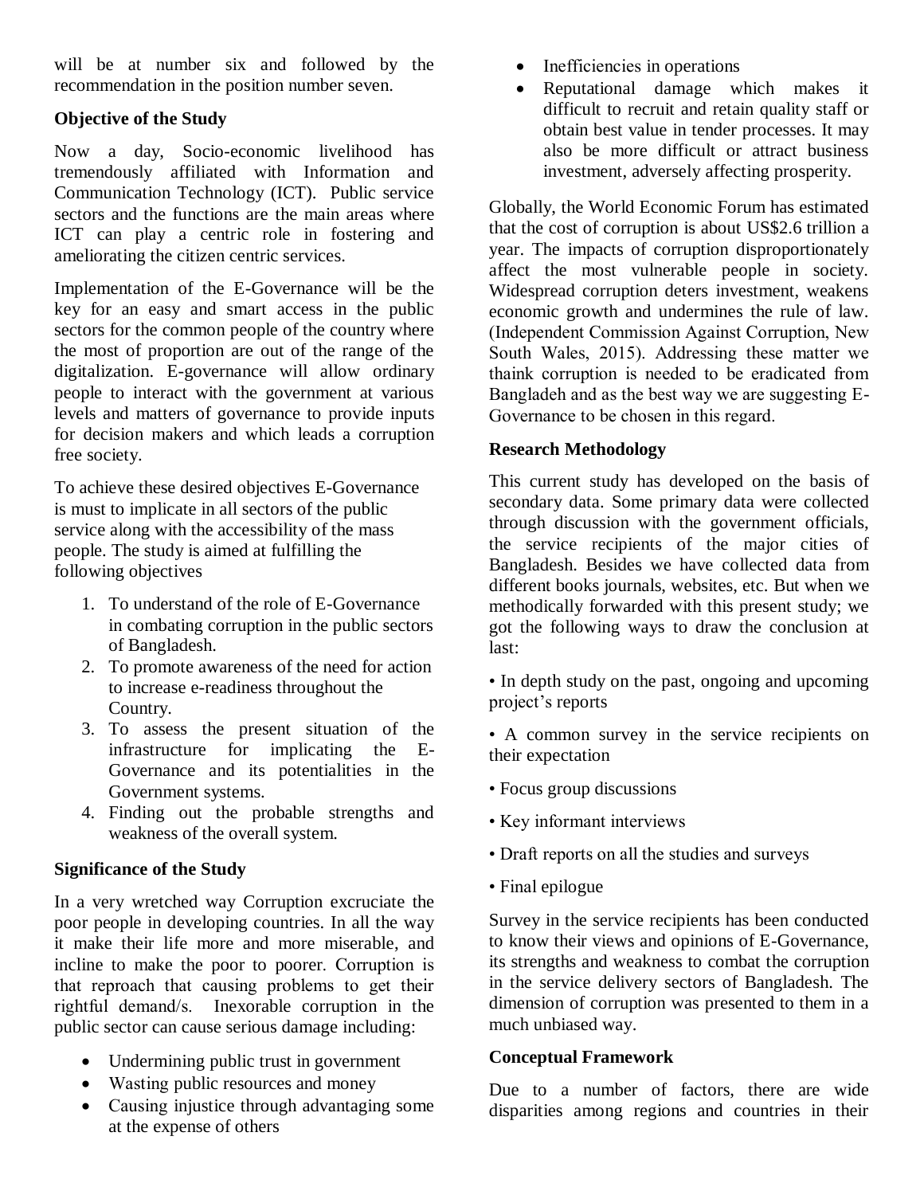will be at number six and followed by the recommendation in the position number seven.

**Objective of the Study**

Now a day, Socio-economic livelihood has tremendously affiliated with Information and Communication Technology (ICT). Public service sectors and the functions are the main areas where ICT can play a centric role in fostering and ameliorating the citizen centric services.

Implementation of the E-Governance will be the key for an easy and smart access in the public sectors for the common people of the country where the most of proportion are out of the range of the digitalization. E-governance will allow ordinary people to interact with the government at various levels and matters of governance to provide inputs for decision makers and which leads a corruption free society.

To achieve these desired objectives E-Governance is must to implicate in all sectors of the public service along with the accessibility of the mass people. The study is aimed at fulfilling the following objectives

1. To understand of the role of E-Governance in combating corruption in the public sectors of Bangladesh.
2. To promote awareness of the need for action to increase e-readiness throughout the Country.
3. To assess the present situation of the infrastructure for implicating the E-Governance and its potentialities in the Government systems.
4. Finding out the probable strengths and weakness of the overall system.

**Significance of the Study**

In a very wretched way Corruption excruciate the poor people in developing countries. In all the way it make their life more and more miserable, and incline to make the poor to poorer. Corruption is that reproach that causing problems to get their rightful demand/s. Inexorable corruption in the public sector can cause serious damage including:

- Undermining public trust in government
- Wasting public resources and money
- Causing injustice through advantaging some at the expense of others
- Inefficiencies in operations
- Reputational damage which makes it difficult to recruit and retain quality staff or obtain best value in tender processes. It may also be more difficult or attract business investment, adversely affecting prosperity.

Globally, the World Economic Forum has estimated that the cost of corruption is about US$2.6 trillion a year. The impacts of corruption disproportionately affect the most vulnerable people in society. Widespread corruption deters investment, weakens economic growth and undermines the rule of law. (Independent Commission Against Corruption, New South Wales, 2015). Addressing these matter we thaink corruption is needed to be eradicated from Bangladeh and as the best way we are suggesting E-Governance to be chosen in this regard.

**Research Methodology**

This current study has developed on the basis of secondary data. Some primary data were collected through discussion with the government officials, the service recipients of the major cities of Bangladesh. Besides we have collected data from different books journals, websites, etc. But when we methodically forwarded with this present study; we got the following ways to draw the conclusion at last:

• In depth study on the past, ongoing and upcoming project's reports

• A common survey in the service recipients on their expectation

• Focus group discussions

• Key informant interviews

• Draft reports on all the studies and surveys

• Final epilogue

Survey in the service recipients has been conducted to know their views and opinions of E-Governance, its strengths and weakness to combat the corruption in the service delivery sectors of Bangladesh. The dimension of corruption was presented to them in a much unbiased way.

**Conceptual Framework**

Due to a number of factors, there are wide disparities among regions and countries in their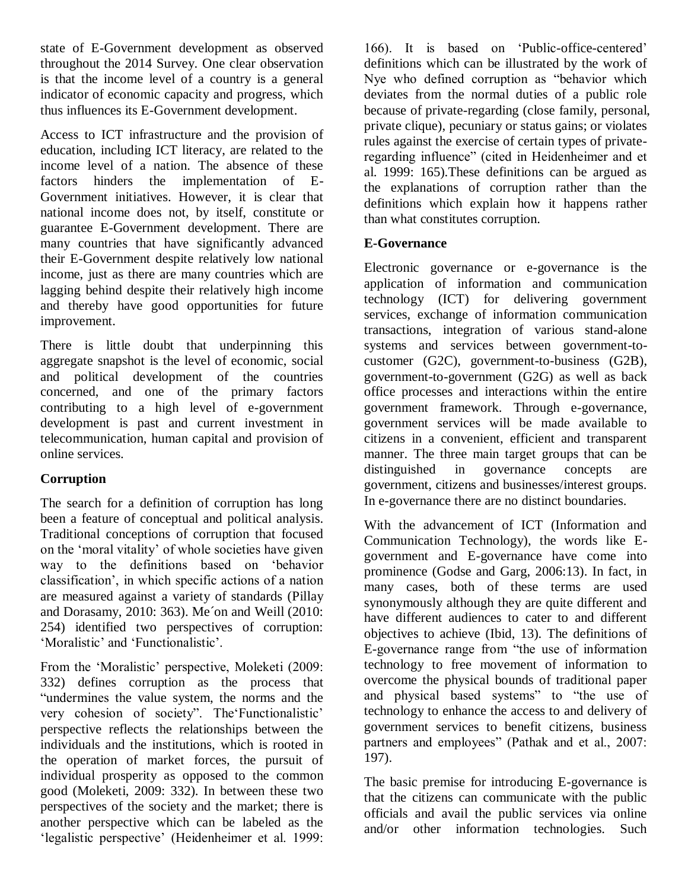state of E-Government development as observed throughout the 2014 Survey. One clear observation is that the income level of a country is a general indicator of economic capacity and progress, which thus influences its E-Government development.

Access to ICT infrastructure and the provision of education, including ICT literacy, are related to the income level of a nation. The absence of these factors hinders the implementation of E-Government initiatives. However, it is clear that national income does not, by itself, constitute or guarantee E-Government development. There are many countries that have significantly advanced their E-Government despite relatively low national income, just as there are many countries which are lagging behind despite their relatively high income and thereby have good opportunities for future improvement.

There is little doubt that underpinning this aggregate snapshot is the level of economic, social and political development of the countries concerned, and one of the primary factors contributing to a high level of e-government development is past and current investment in telecommunication, human capital and provision of online services.

**Corruption**

The search for a definition of corruption has long been a feature of conceptual and political analysis. Traditional conceptions of corruption that focused on the 'moral vitality' of whole societies have given way to the definitions based on 'behavior classification', in which specific actions of a nation are measured against a variety of standards (Pillay and Dorasamy, 2010: 363). Me´on and Weill (2010: 254) identified two perspectives of corruption: 'Moralistic' and 'Functionalistic'.

From the 'Moralistic' perspective, Moleketi (2009: 332) defines corruption as the process that "undermines the value system, the norms and the very cohesion of society". The'Functionalistic' perspective reflects the relationships between the individuals and the institutions, which is rooted in the operation of market forces, the pursuit of individual prosperity as opposed to the common good (Moleketi, 2009: 332). In between these two perspectives of the society and the market; there is another perspective which can be labeled as the 'legalistic perspective' (Heidenheimer et al. 1999: 166). It is based on 'Public-office-centered' definitions which can be illustrated by the work of Nye who defined corruption as "behavior which deviates from the normal duties of a public role because of private-regarding (close family, personal, private clique), pecuniary or status gains; or violates rules against the exercise of certain types of private-regarding influence" (cited in Heidenheimer and et al. 1999: 165).These definitions can be argued as the explanations of corruption rather than the definitions which explain how it happens rather than what constitutes corruption.

**E-Governance**

Electronic governance or e-governance is the application of information and communication technology (ICT) for delivering government services, exchange of information communication transactions, integration of various stand-alone systems and services between government-to-customer (G2C), government-to-business (G2B), government-to-government (G2G) as well as back office processes and interactions within the entire government framework. Through e-governance, government services will be made available to citizens in a convenient, efficient and transparent manner. The three main target groups that can be distinguished in governance concepts are government, citizens and businesses/interest groups. In e-governance there are no distinct boundaries.

With the advancement of ICT (Information and Communication Technology), the words like E-government and E-governance have come into prominence (Godse and Garg, 2006:13). In fact, in many cases, both of these terms are used synonymously although they are quite different and have different audiences to cater to and different objectives to achieve (Ibid, 13). The definitions of E-governance range from "the use of information technology to free movement of information to overcome the physical bounds of traditional paper and physical based systems" to "the use of technology to enhance the access to and delivery of government services to benefit citizens, business partners and employees" (Pathak and et al., 2007: 197).

The basic premise for introducing E-governance is that the citizens can communicate with the public officials and avail the public services via online and/or other information technologies. Such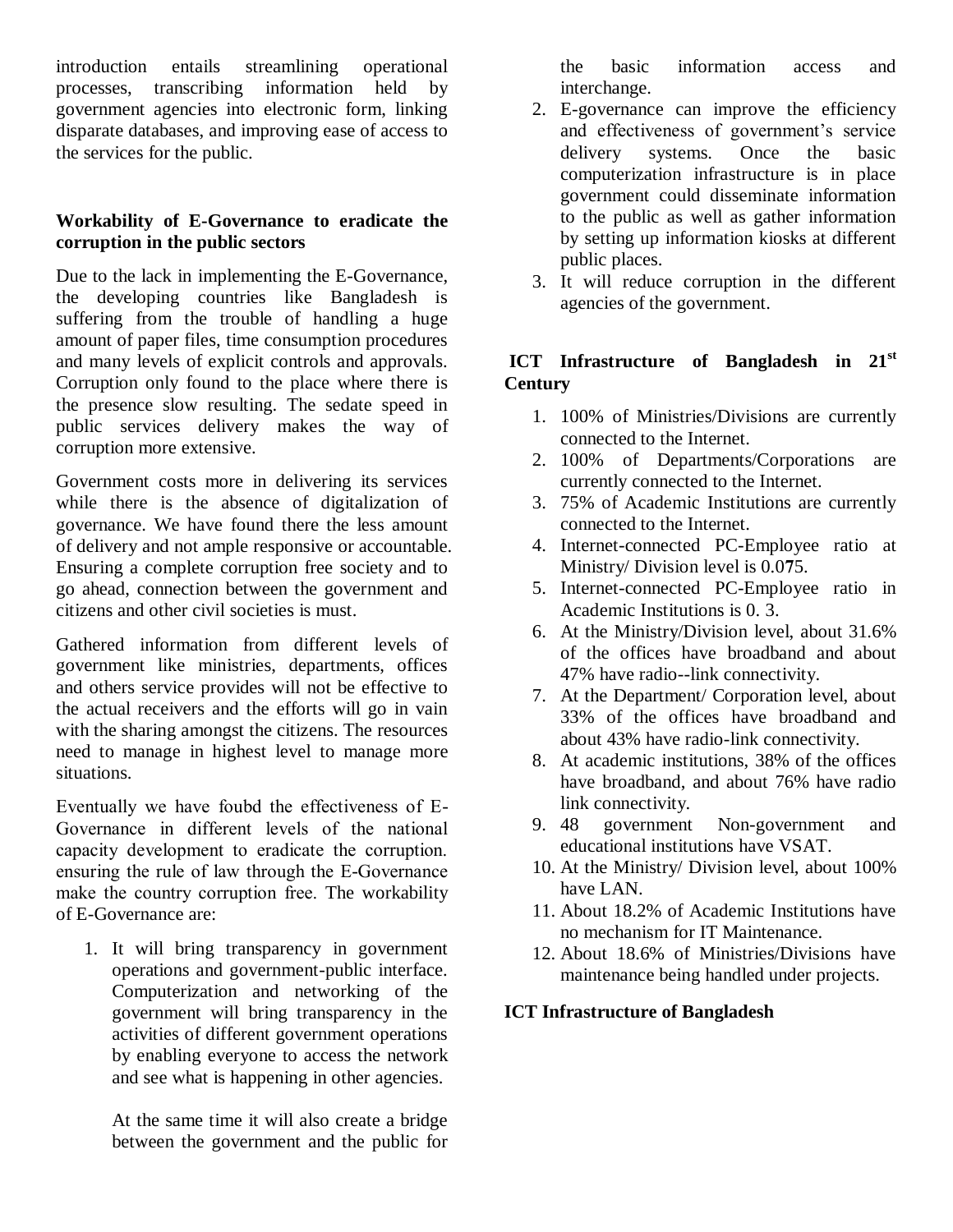introduction entails streamlining operational processes, transcribing information held by government agencies into electronic form, linking disparate databases, and improving ease of access to the services for the public.

### Workability of E-Governance to eradicate the corruption in the public sectors

Due to the lack in implementing the E-Governance, the developing countries like Bangladesh is suffering from the trouble of handling a huge amount of paper files, time consumption procedures and many levels of explicit controls and approvals. Corruption only found to the place where there is the presence slow resulting. The sedate speed in public services delivery makes the way of corruption more extensive.

Government costs more in delivering its services while there is the absence of digitalization of governance. We have found there the less amount of delivery and not ample responsive or accountable. Ensuring a complete corruption free society and to go ahead, connection between the government and citizens and other civil societies is must.

Gathered information from different levels of government like ministries, departments, offices and others service provides will not be effective to the actual receivers and the efforts will go in vain with the sharing amongst the citizens. The resources need to manage in highest level to manage more situations.

Eventually we have foubd the effectiveness of E-Governance in different levels of the national capacity development to eradicate the corruption. ensuring the rule of law through the E-Governance make the country corruption free. The workability of E-Governance are:

1. It will bring transparency in government operations and government-public interface. Computerization and networking of the government will bring transparency in the activities of different government operations by enabling everyone to access the network and see what is happening in other agencies.

   At the same time it will also create a bridge between the government and the public for the basic information access and interchange.
2. E-governance can improve the efficiency and effectiveness of government's service delivery systems. Once the basic computerization infrastructure is in place government could disseminate information to the public as well as gather information by setting up information kiosks at different public places.
3. It will reduce corruption in the different agencies of the government.

### ICT Infrastructure of Bangladesh in 21st Century

1. 100% of Ministries/Divisions are currently connected to the Internet.
2. 100% of Departments/Corporations are currently connected to the Internet.
3. 75% of Academic Institutions are currently connected to the Internet.
4. Internet-connected PC-Employee ratio at Ministry/ Division level is 0.075.
5. Internet-connected PC-Employee ratio in Academic Institutions is 0. 3.
6. At the Ministry/Division level, about 31.6% of the offices have broadband and about 47% have radio--link connectivity.
7. At the Department/ Corporation level, about 33% of the offices have broadband and about 43% have radio-link connectivity.
8. At academic institutions, 38% of the offices have broadband, and about 76% have radio link connectivity.
9. 48 government Non-government and educational institutions have VSAT.
10. At the Ministry/ Division level, about 100% have LAN.
11. About 18.2% of Academic Institutions have no mechanism for IT Maintenance.
12. About 18.6% of Ministries/Divisions have maintenance being handled under projects.

### ICT Infrastructure of Bangladesh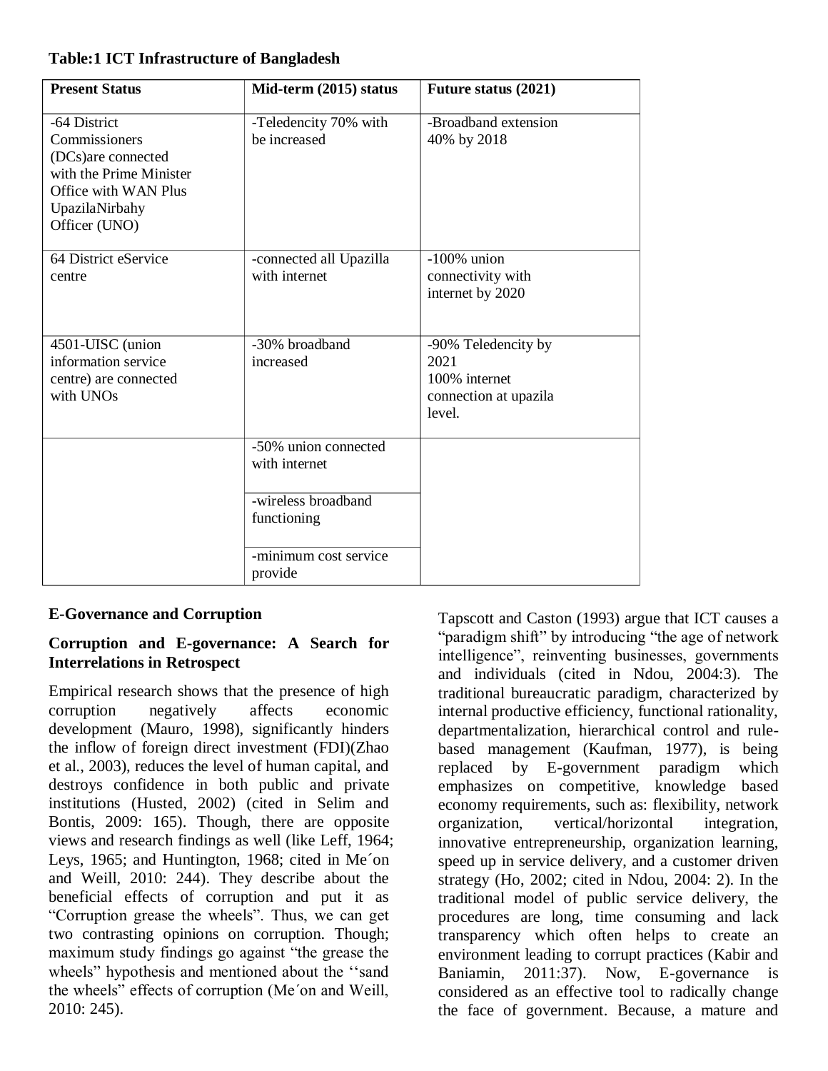**Table:1 ICT Infrastructure of Bangladesh**

| Present Status | Mid-term (2015) status | Future status (2021) |
|---|---|---|
| -64 District Commissioners (DCs)are connected with the Prime Minister Office with WAN Plus UpazilaNirbahy Officer (UNO) | -Teledencity 70% with be increased | -Broadband extension 40% by 2018 |
| 64 District eService centre | -connected all Upazilla with internet | -100% union connectivity with internet by 2020 |
| 4501-UISC (union information service centre) are connected with UNOs | -30% broadband increased | -90% Teledencity by 2021 100% internet connection at upazila level. |
| | -50% union connected with internet | |
| | -wireless broadband functioning | |
| | -minimum cost service provide | |

## E-Governance and Corruption

### Corruption and E-governance: A Search for Interrelations in Retrospect

Empirical research shows that the presence of high corruption negatively affects economic development (Mauro, 1998), significantly hinders the inflow of foreign direct investment (FDI)(Zhao et al., 2003), reduces the level of human capital, and destroys confidence in both public and private institutions (Husted, 2002) (cited in Selim and Bontis, 2009: 165). Though, there are opposite views and research findings as well (like Leff, 1964; Leys, 1965; and Huntington, 1968; cited in Me´on and Weill, 2010: 244). They describe about the beneficial effects of corruption and put it as "Corruption grease the wheels". Thus, we can get two contrasting opinions on corruption. Though; maximum study findings go against "the grease the wheels" hypothesis and mentioned about the ''sand the wheels" effects of corruption (Me´on and Weill, 2010: 245).

Tapscott and Caston (1993) argue that ICT causes a "paradigm shift" by introducing "the age of network intelligence", reinventing businesses, governments and individuals (cited in Ndou, 2004:3). The traditional bureaucratic paradigm, characterized by internal productive efficiency, functional rationality, departmentalization, hierarchical control and rule-based management (Kaufman, 1977), is being replaced by E-government paradigm which emphasizes on competitive, knowledge based economy requirements, such as: flexibility, network organization, vertical/horizontal integration, innovative entrepreneurship, organization learning, speed up in service delivery, and a customer driven strategy (Ho, 2002; cited in Ndou, 2004: 2). In the traditional model of public service delivery, the procedures are long, time consuming and lack transparency which often helps to create an environment leading to corrupt practices (Kabir and Baniamin, 2011:37). Now, E-governance is considered as an effective tool to radically change the face of government. Because, a mature and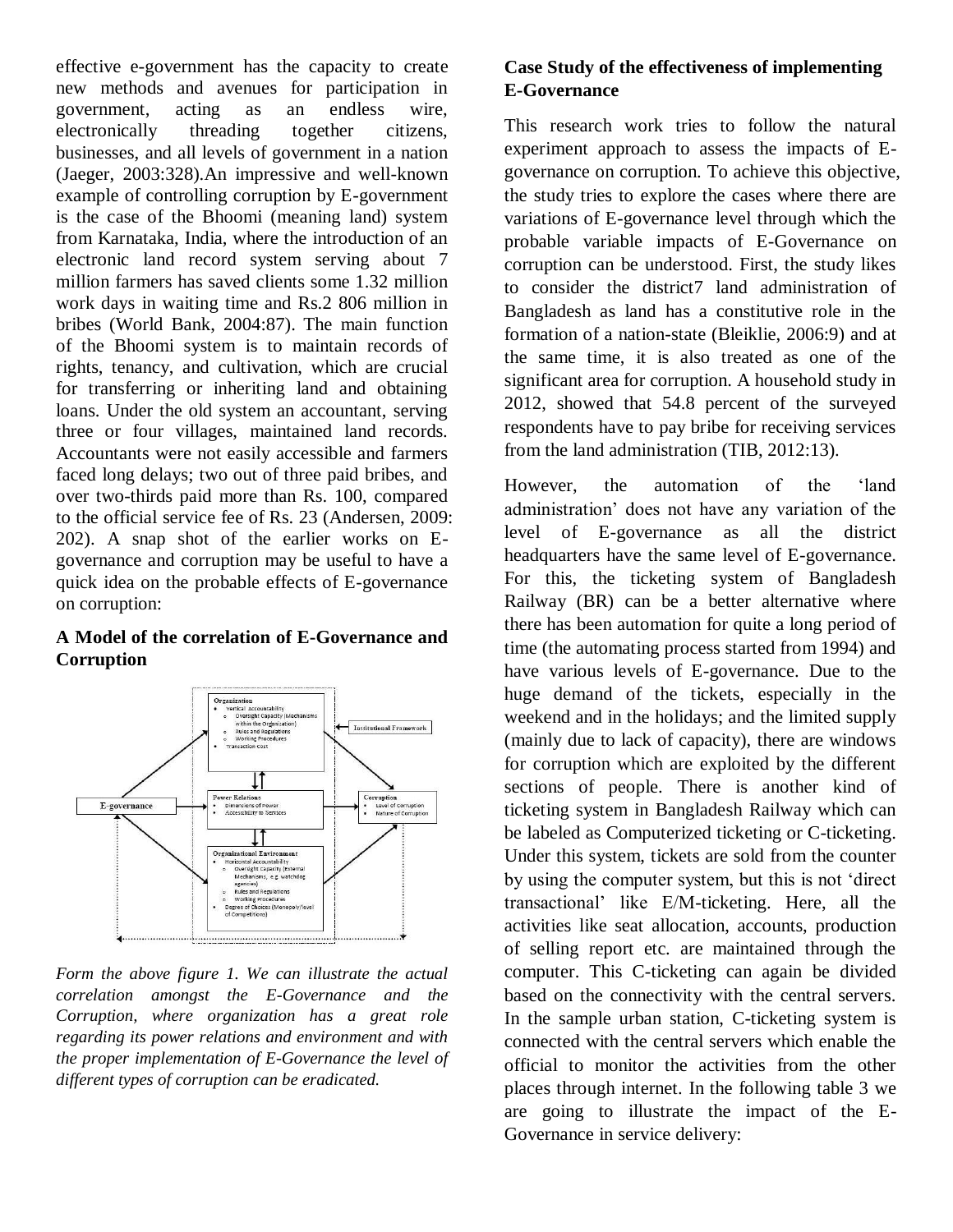effective e-government has the capacity to create new methods and avenues for participation in government, acting as an endless wire, electronically threading together citizens, businesses, and all levels of government in a nation (Jaeger, 2003:328).An impressive and well-known example of controlling corruption by E-government is the case of the Bhoomi (meaning land) system from Karnataka, India, where the introduction of an electronic land record system serving about 7 million farmers has saved clients some 1.32 million work days in waiting time and Rs.2 806 million in bribes (World Bank, 2004:87). The main function of the Bhoomi system is to maintain records of rights, tenancy, and cultivation, which are crucial for transferring or inheriting land and obtaining loans. Under the old system an accountant, serving three or four villages, maintained land records. Accountants were not easily accessible and farmers faced long delays; two out of three paid bribes, and over two-thirds paid more than Rs. 100, compared to the official service fee of Rs. 23 (Andersen, 2009: 202). A snap shot of the earlier works on E-governance and corruption may be useful to have a quick idea on the probable effects of E-governance on corruption:

### A Model of the correlation of E-Governance and Corruption

*Form the above figure 1. We can illustrate the actual correlation amongst the E-Governance and the Corruption, where organization has a great role regarding its power relations and environment and with the proper implementation of E-Governance the level of different types of corruption can be eradicated.*

### Case Study of the effectiveness of implementing E-Governance

This research work tries to follow the natural experiment approach to assess the impacts of E-governance on corruption. To achieve this objective, the study tries to explore the cases where there are variations of E-governance level through which the probable variable impacts of E-Governance on corruption can be understood. First, the study likes to consider the district7 land administration of Bangladesh as land has a constitutive role in the formation of a nation-state (Bleiklie, 2006:9) and at the same time, it is also treated as one of the significant area for corruption. A household study in 2012, showed that 54.8 percent of the surveyed respondents have to pay bribe for receiving services from the land administration (TIB, 2012:13).

However, the automation of the 'land administration' does not have any variation of the level of E-governance as all the district headquarters have the same level of E-governance. For this, the ticketing system of Bangladesh Railway (BR) can be a better alternative where there has been automation for quite a long period of time (the automating process started from 1994) and have various levels of E-governance. Due to the huge demand of the tickets, especially in the weekend and in the holidays; and the limited supply (mainly due to lack of capacity), there are windows for corruption which are exploited by the different sections of people. There is another kind of ticketing system in Bangladesh Railway which can be labeled as Computerized ticketing or C-ticketing. Under this system, tickets are sold from the counter by using the computer system, but this is not 'direct transactional' like E/M-ticketing. Here, all the activities like seat allocation, accounts, production of selling report etc. are maintained through the computer. This C-ticketing can again be divided based on the connectivity with the central servers. In the sample urban station, C-ticketing system is connected with the central servers which enable the official to monitor the activities from the other places through internet. In the following table 3 we are going to illustrate the impact of the E-Governance in service delivery: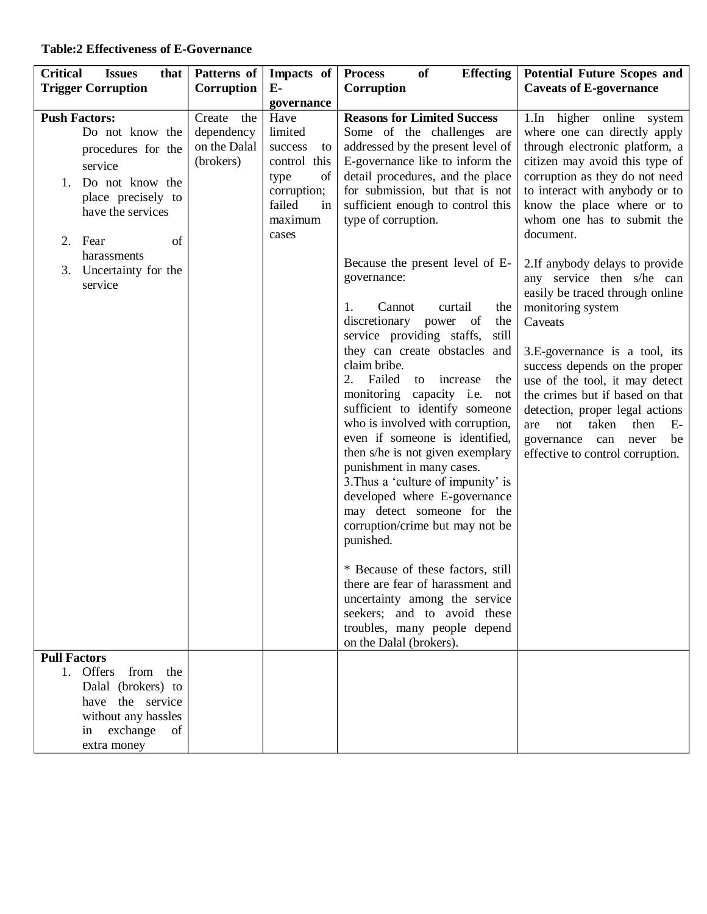**Table:2 Effectiveness of E-Governance**

| Critical Issues that Trigger Corruption | Patterns of Corruption | Impacts of E-governance | Process of Effecting Corruption | Potential Future Scopes and Caveats of E-governance |
|---|---|---|---|---|
| **Push Factors:**<br>Do not know the procedures for the service<br>1. Do not know the place precisely to have the services<br>2. Fear of harassments<br>3. Uncertainty for the service | Create the dependency on the Dalal (brokers) | Have limited success to control this type of corruption; failed in maximum cases | **Reasons for Limited Success**<br>Some of the challenges are addressed by the present level of E-governance like to inform the detail procedures, and the place for submission, but that is not sufficient enough to control this type of corruption.<br><br>Because the present level of E-governance:<br><br>1. Cannot curtail the discretionary power of the service providing staffs, still they can create obstacles and claim bribe.<br>2. Failed to increase the monitoring capacity i.e. not sufficient to identify someone who is involved with corruption, even if someone is identified, then s/he is not given exemplary punishment in many cases.<br>3.Thus a 'culture of impunity' is developed where E-governance may detect someone for the corruption/crime but may not be punished.<br><br>* Because of these factors, still there are fear of harassment and uncertainty among the service seekers; and to avoid these troubles, many people depend on the Dalal (brokers). | 1.In higher online system where one can directly apply through electronic platform, a citizen may avoid this type of corruption as they do not need to interact with anybody or to know the place where or to whom one has to submit the document.<br><br>2.If anybody delays to provide any service then s/he can easily be traced through online monitoring system<br>Caveats<br><br>3.E-governance is a tool, its success depends on the proper use of the tool, it may detect the crimes but if based on that detection, proper legal actions are not taken then E-governance can never be effective to control corruption. |
| **Pull Factors**<br>1. Offers from the Dalal (brokers) to have the service without any hassles in exchange of extra money | | | | |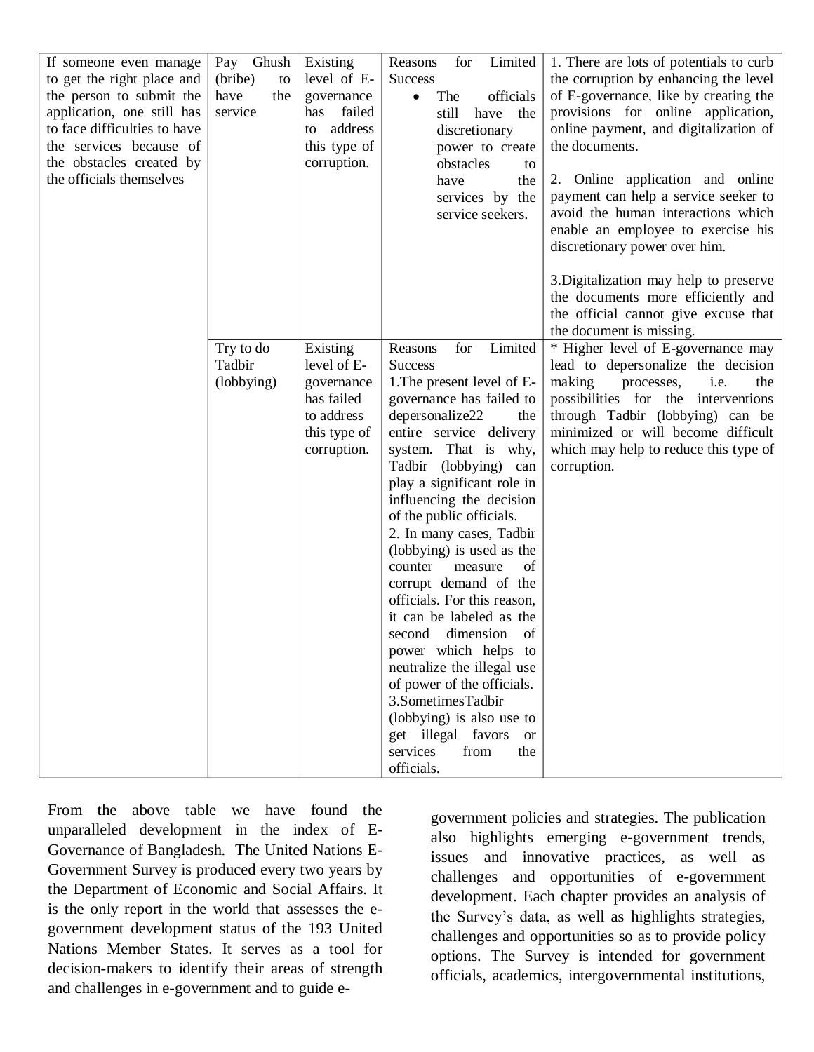| | | | | |
|---|---|---|---|---|
| If someone even manage to get the right place and the person to submit the application, one still has to face difficulties to have the services because of the obstacles created by the officials themselves | Pay Ghush (bribe) to have the service | Existing level of E-governance has failed to address this type of corruption. | Reasons for Limited Success<br>• The officials still have the discretionary power to create obstacles to have the services by the service seekers. | 1. There are lots of potentials to curb the corruption by enhancing the level of E-governance, like by creating the provisions for online application, online payment, and digitalization of the documents.<br><br>2. Online application and online payment can help a service seeker to avoid the human interactions which enable an employee to exercise his discretionary power over him.<br><br>3.Digitalization may help to preserve the documents more efficiently and the official cannot give excuse that the document is missing. |
| | Try to do Tadbir (lobbying) | Existing level of E-governance has failed to address this type of corruption. | Reasons for Limited Success<br>1.The present level of E-governance has failed to depersonalize22 the entire service delivery system. That is why, Tadbir (lobbying) can play a significant role in influencing the decision of the public officials.<br>2. In many cases, Tadbir (lobbying) is used as the counter measure of corrupt demand of the officials. For this reason, it can be labeled as the second dimension of power which helps to neutralize the illegal use of power of the officials.<br>3.SometimesTadbir (lobbying) is also use to get illegal favors or services from the officials. | * Higher level of E-governance may lead to depersonalize the decision making processes, i.e. the possibilities for the interventions through Tadbir (lobbying) can be minimized or will become difficult which may help to reduce this type of corruption. |

From the above table we have found the unparalleled development in the index of E-Governance of Bangladesh. The United Nations E-Government Survey is produced every two years by the Department of Economic and Social Affairs. It is the only report in the world that assesses the e-government development status of the 193 United Nations Member States. It serves as a tool for decision-makers to identify their areas of strength and challenges in e-government and to guide e-government policies and strategies. The publication also highlights emerging e-government trends, issues and innovative practices, as well as challenges and opportunities of e-government development. Each chapter provides an analysis of the Survey's data, as well as highlights strategies, challenges and opportunities so as to provide policy options. The Survey is intended for government officials, academics, intergovernmental institutions,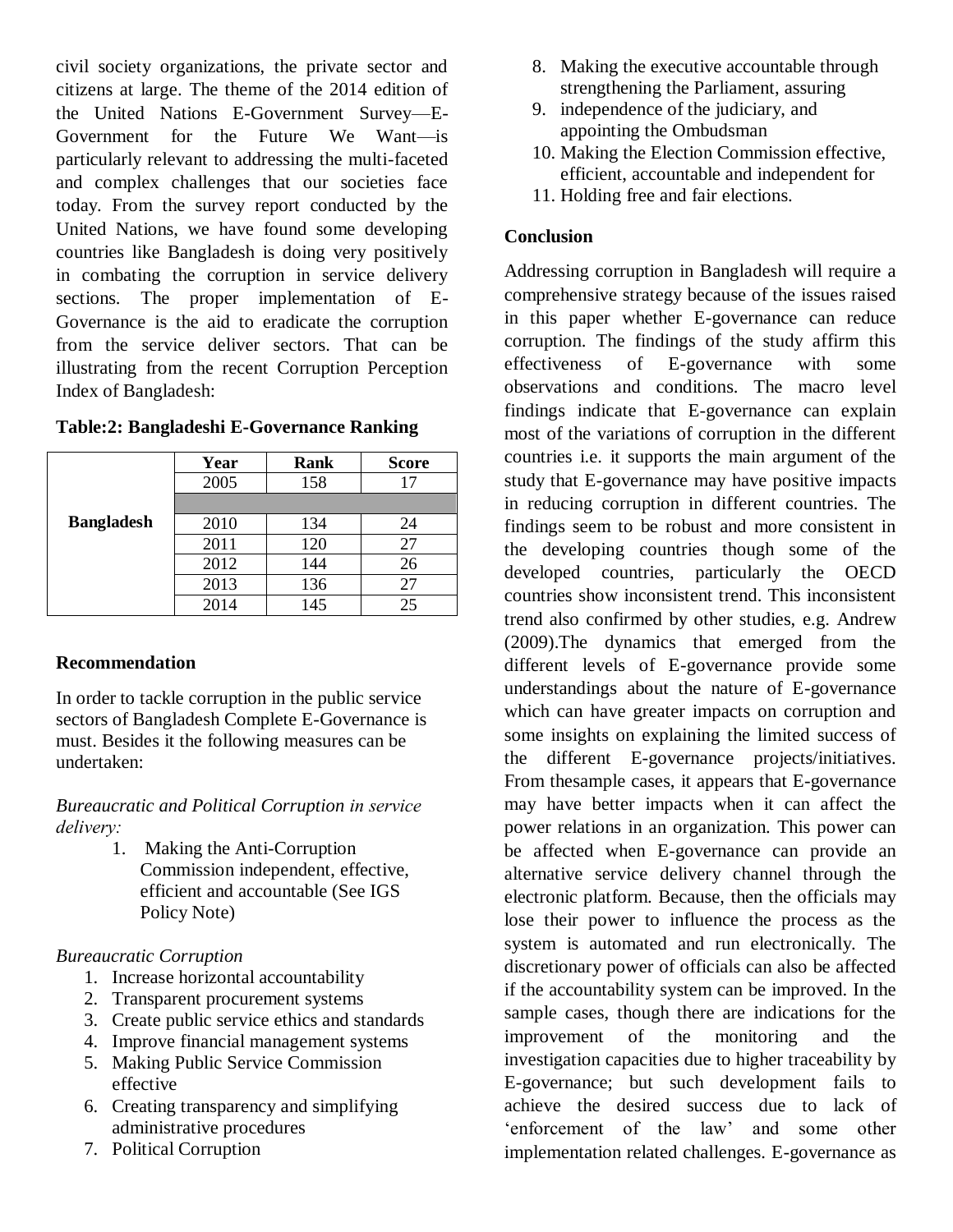civil society organizations, the private sector and citizens at large. The theme of the 2014 edition of the United Nations E-Government Survey—E-Government for the Future We Want—is particularly relevant to addressing the multi-faceted and complex challenges that our societies face today. From the survey report conducted by the United Nations, we have found some developing countries like Bangladesh is doing very positively in combating the corruption in service delivery sections. The proper implementation of E-Governance is the aid to eradicate the corruption from the service deliver sectors. That can be illustrating from the recent Corruption Perception Index of Bangladesh:

**Table:2: Bangladeshi E-Governance Ranking**

| | Year | Rank | Score |
|---|---|---|---|
| Bangladesh | 2005 | 158 | 17 |
| | | | |
| | 2010 | 134 | 24 |
| | 2011 | 120 | 27 |
| | 2012 | 144 | 26 |
| | 2013 | 136 | 27 |
| | 2014 | 145 | 25 |

## Recommendation

In order to tackle corruption in the public service sectors of Bangladesh Complete E-Governance is must. Besides it the following measures can be undertaken:

*Bureaucratic and Political Corruption in service delivery:*

1. Making the Anti-Corruption Commission independent, effective, efficient and accountable (See IGS Policy Note)

*Bureaucratic Corruption*

1. Increase horizontal accountability
2. Transparent procurement systems
3. Create public service ethics and standards
4. Improve financial management systems
5. Making Public Service Commission effective
6. Creating transparency and simplifying administrative procedures
7. Political Corruption
8. Making the executive accountable through strengthening the Parliament, assuring
9. independence of the judiciary, and appointing the Ombudsman
10. Making the Election Commission effective, efficient, accountable and independent for
11. Holding free and fair elections.

## Conclusion

Addressing corruption in Bangladesh will require a comprehensive strategy because of the issues raised in this paper whether E-governance can reduce corruption. The findings of the study affirm this effectiveness of E-governance with some observations and conditions. The macro level findings indicate that E-governance can explain most of the variations of corruption in the different countries i.e. it supports the main argument of the study that E-governance may have positive impacts in reducing corruption in different countries. The findings seem to be robust and more consistent in the developing countries though some of the developed countries, particularly the OECD countries show inconsistent trend. This inconsistent trend also confirmed by other studies, e.g. Andrew (2009).The dynamics that emerged from the different levels of E-governance provide some understandings about the nature of E-governance which can have greater impacts on corruption and some insights on explaining the limited success of the different E-governance projects/initiatives. From thesample cases, it appears that E-governance may have better impacts when it can affect the power relations in an organization. This power can be affected when E-governance can provide an alternative service delivery channel through the electronic platform. Because, then the officials may lose their power to influence the process as the system is automated and run electronically. The discretionary power of officials can also be affected if the accountability system can be improved. In the sample cases, though there are indications for the improvement of the monitoring and the investigation capacities due to higher traceability by E-governance; but such development fails to achieve the desired success due to lack of 'enforcement of the law' and some other implementation related challenges. E-governance as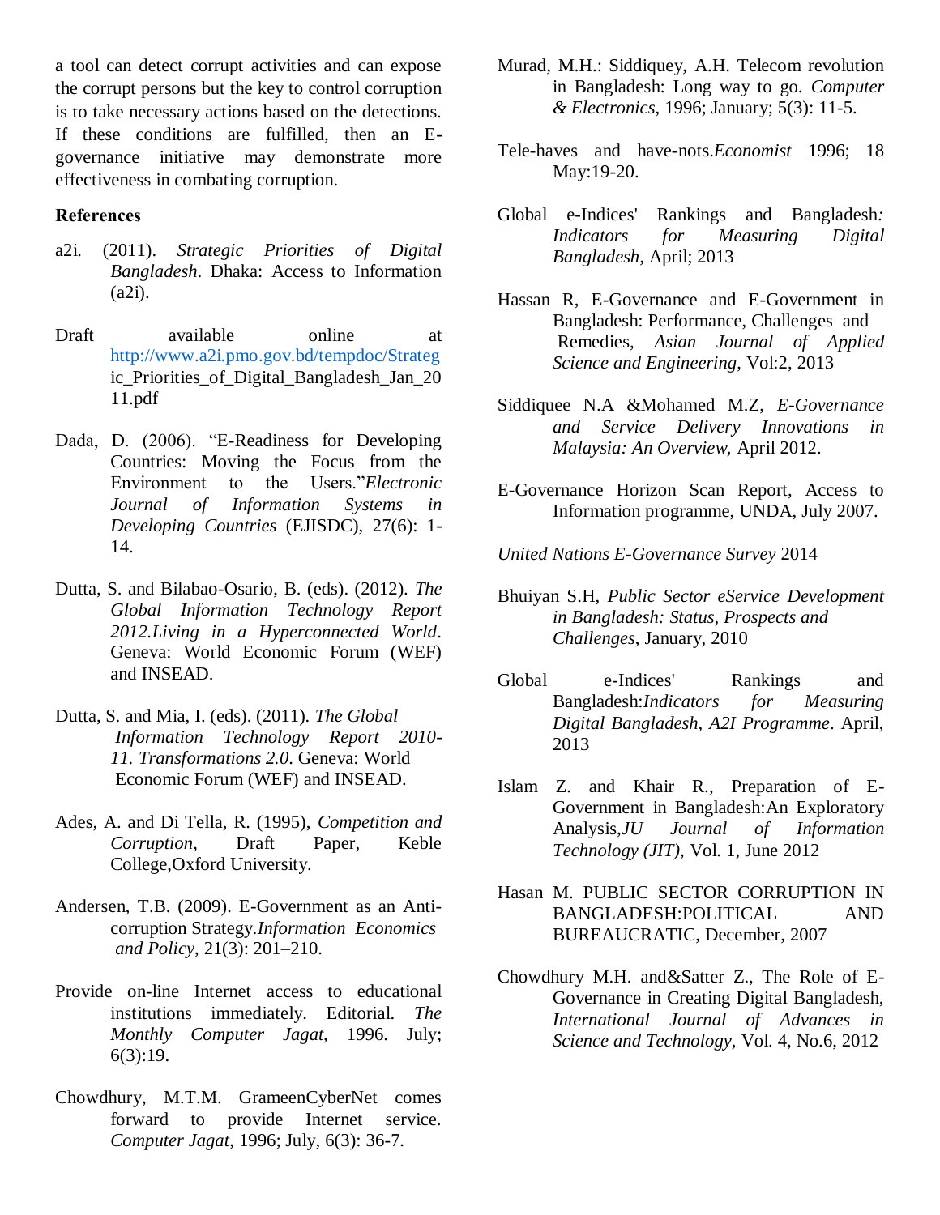a tool can detect corrupt activities and can expose the corrupt persons but the key to control corruption is to take necessary actions based on the detections. If these conditions are fulfilled, then an E-governance initiative may demonstrate more effectiveness in combating corruption.

**References**

a2i. (2011). *Strategic Priorities of Digital Bangladesh*. Dhaka: Access to Information (a2i).

Draft available online at http://www.a2i.pmo.gov.bd/tempdoc/Strategic_Priorities_of_Digital_Bangladesh_Jan_2011.pdf

Dada, D. (2006). "E-Readiness for Developing Countries: Moving the Focus from the Environment to the Users."*Electronic Journal of Information Systems in Developing Countries* (EJISDC), 27(6): 1-14.

Dutta, S. and Bilabao-Osario, B. (eds). (2012). *The Global Information Technology Report 2012.Living in a Hyperconnected World*. Geneva: World Economic Forum (WEF) and INSEAD.

Dutta, S. and Mia, I. (eds). (2011). *The Global Information Technology Report 2010-11. Transformations 2.0*. Geneva: World Economic Forum (WEF) and INSEAD.

Ades, A. and Di Tella, R. (1995), *Competition and Corruption*, Draft Paper, Keble College,Oxford University.

Andersen, T.B. (2009). E-Government as an Anti-corruption Strategy.*Information Economics and Policy*, 21(3): 201–210.

Provide on-line Internet access to educational institutions immediately. Editorial. *The Monthly Computer Jagat*, 1996. July; 6(3):19.

Chowdhury, M.T.M. GrameenCyberNet comes forward to provide Internet service. *Computer Jagat*, 1996; July, 6(3): 36-7.

Murad, M.H.: Siddiquey, A.H. Telecom revolution in Bangladesh: Long way to go. *Computer & Electronics*, 1996; January; 5(3): 11-5.

Tele-haves and have-nots.*Economist* 1996; 18 May:19-20.

Global e-Indices' Rankings and Bangladesh*: Indicators for Measuring Digital Bangladesh*, April; 2013

Hassan R, E-Governance and E-Government in Bangladesh: Performance, Challenges and Remedies, *Asian Journal of Applied Science and Engineering*, Vol:2, 2013

Siddiquee N.A &Mohamed M.Z, *E-Governance and Service Delivery Innovations in Malaysia: An Overview*, April 2012.

E-Governance Horizon Scan Report, Access to Information programme, UNDA, July 2007.

*United Nations E-Governance Survey* 2014

Bhuiyan S.H, *Public Sector eService Development in Bangladesh: Status, Prospects and Challenges*, January, 2010

Global e-Indices' Rankings and Bangladesh:*Indicators for Measuring Digital Bangladesh, A2I Programme*. April, 2013

Islam Z. and Khair R., Preparation of E-Government in Bangladesh:An Exploratory Analysis,*JU Journal of Information Technology (JIT)*, Vol. 1, June 2012

Hasan M. PUBLIC SECTOR CORRUPTION IN BANGLADESH:POLITICAL AND BUREAUCRATIC, December, 2007

Chowdhury M.H. and&Satter Z., The Role of E-Governance in Creating Digital Bangladesh, *International Journal of Advances in Science and Technology*, Vol. 4, No.6, 2012